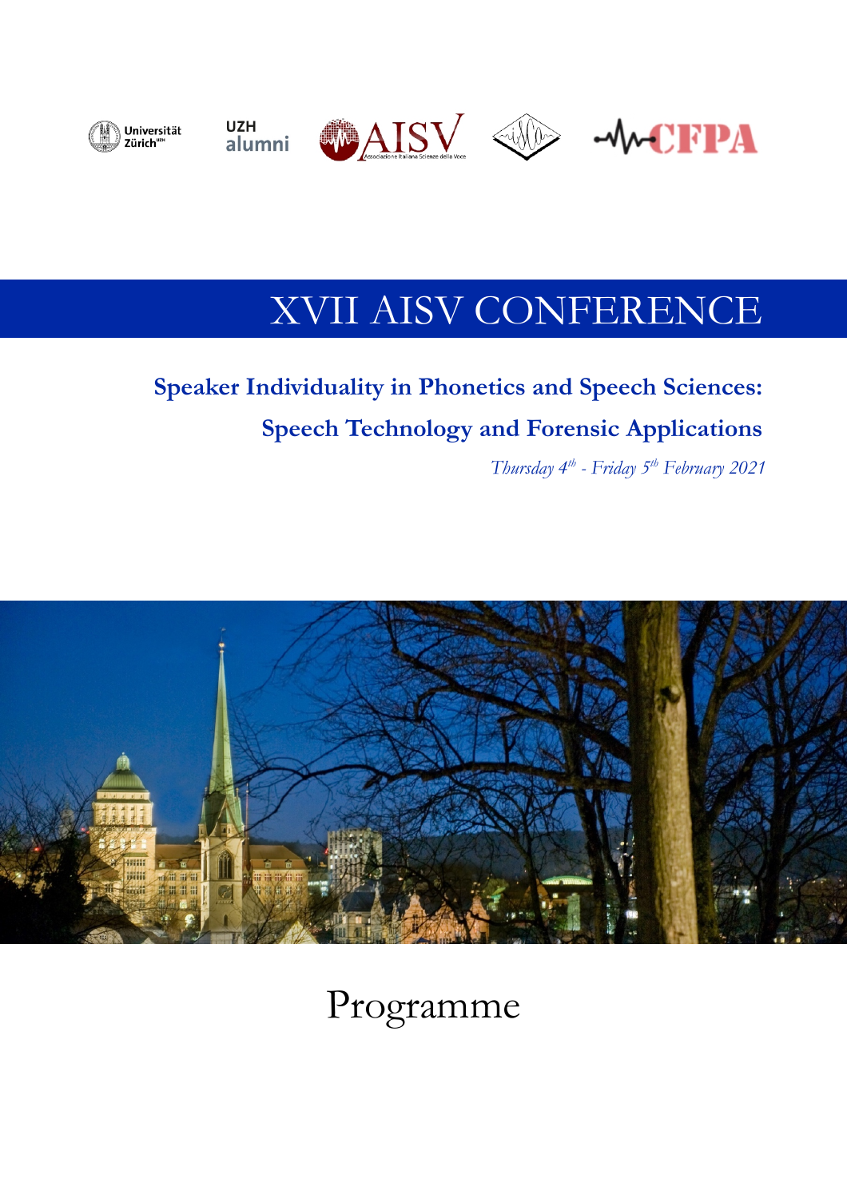# XVII AISV CONFERENCE

## Speaker Individuality in Phonetics and Speech Sciences: Speech Technology and Forensic Applications

*Thursday 4th - Friday 5th February 2021*

# Programme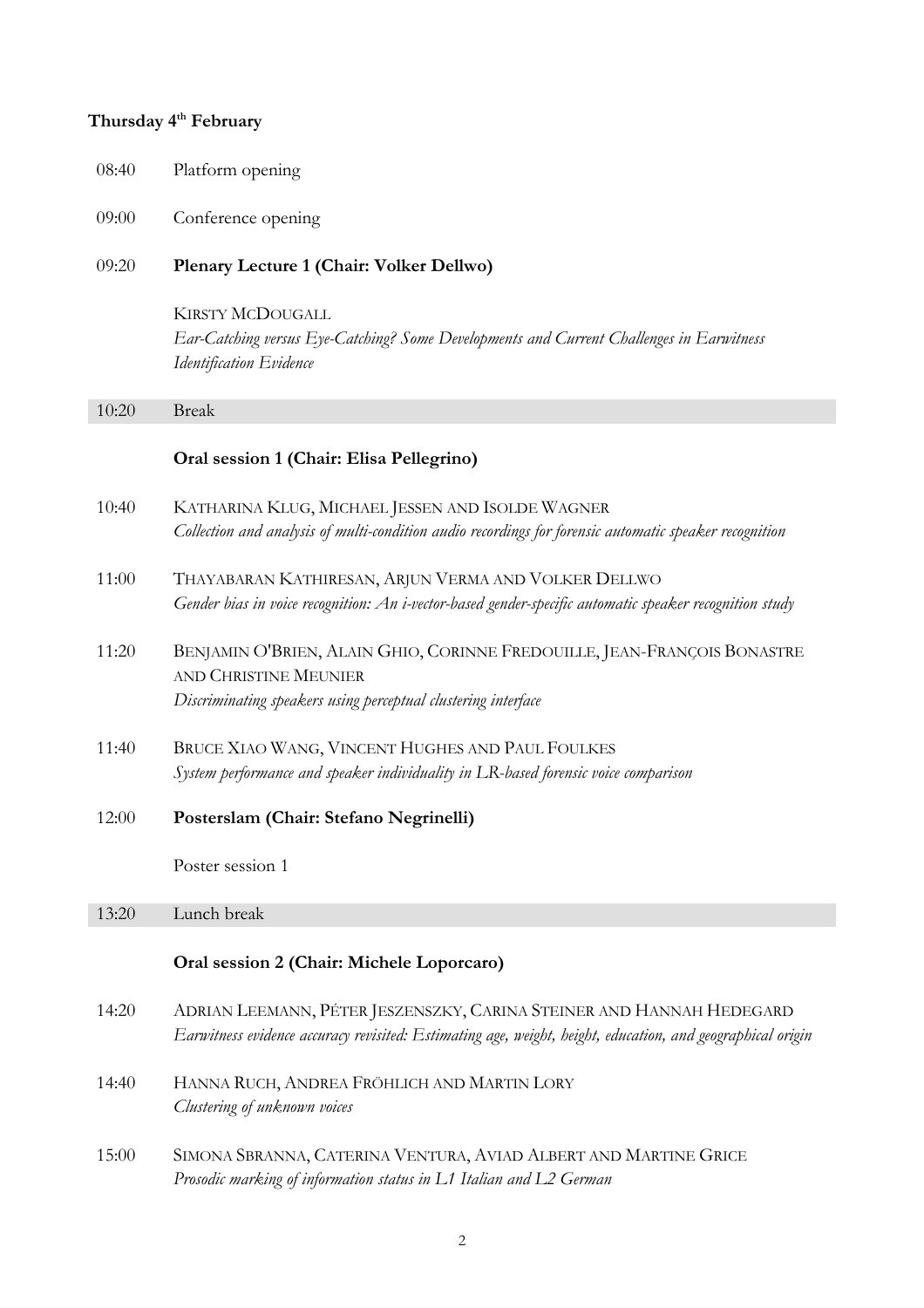**Thursday 4th February**

08:40 Platform opening

09:00 Conference opening

09:20 **Plenary Lecture 1 (Chair: Volker Dellwo)**

KIRSTY MCDOUGALL
*Ear-Catching versus Eye-Catching? Some Developments and Current Challenges in Earwitness Identification Evidence*

10:20 Break

**Oral session 1 (Chair: Elisa Pellegrino)**

10:40 KATHARINA KLUG, MICHAEL JESSEN AND ISOLDE WAGNER
*Collection and analysis of multi-condition audio recordings for forensic automatic speaker recognition*

11:00 THAYABARAN KATHIRESAN, ARJUN VERMA AND VOLKER DELLWO
*Gender bias in voice recognition: An i-vector-based gender-specific automatic speaker recognition study*

11:20 BENJAMIN O'BRIEN, ALAIN GHIO, CORINNE FREDOUILLE, JEAN-FRANÇOIS BONASTRE AND CHRISTINE MEUNIER
*Discriminating speakers using perceptual clustering interface*

11:40 BRUCE XIAO WANG, VINCENT HUGHES AND PAUL FOULKES
*System performance and speaker individuality in LR-based forensic voice comparison*

12:00 **Posterslam (Chair: Stefano Negrinelli)**

Poster session 1

13:20 Lunch break

**Oral session 2 (Chair: Michele Loporcaro)**

14:20 ADRIAN LEEMANN, PÉTER JESZENSZKY, CARINA STEINER AND HANNAH HEDEGARD
*Earwitness evidence accuracy revisited: Estimating age, weight, height, education, and geographical origin*

14:40 HANNA RUCH, ANDREA FRÖHLICH AND MARTIN LORY
*Clustering of unknown voices*

15:00 SIMONA SBRANNA, CATERINA VENTURA, AVIAD ALBERT AND MARTINE GRICE
*Prosodic marking of information status in L1 Italian and L2 German*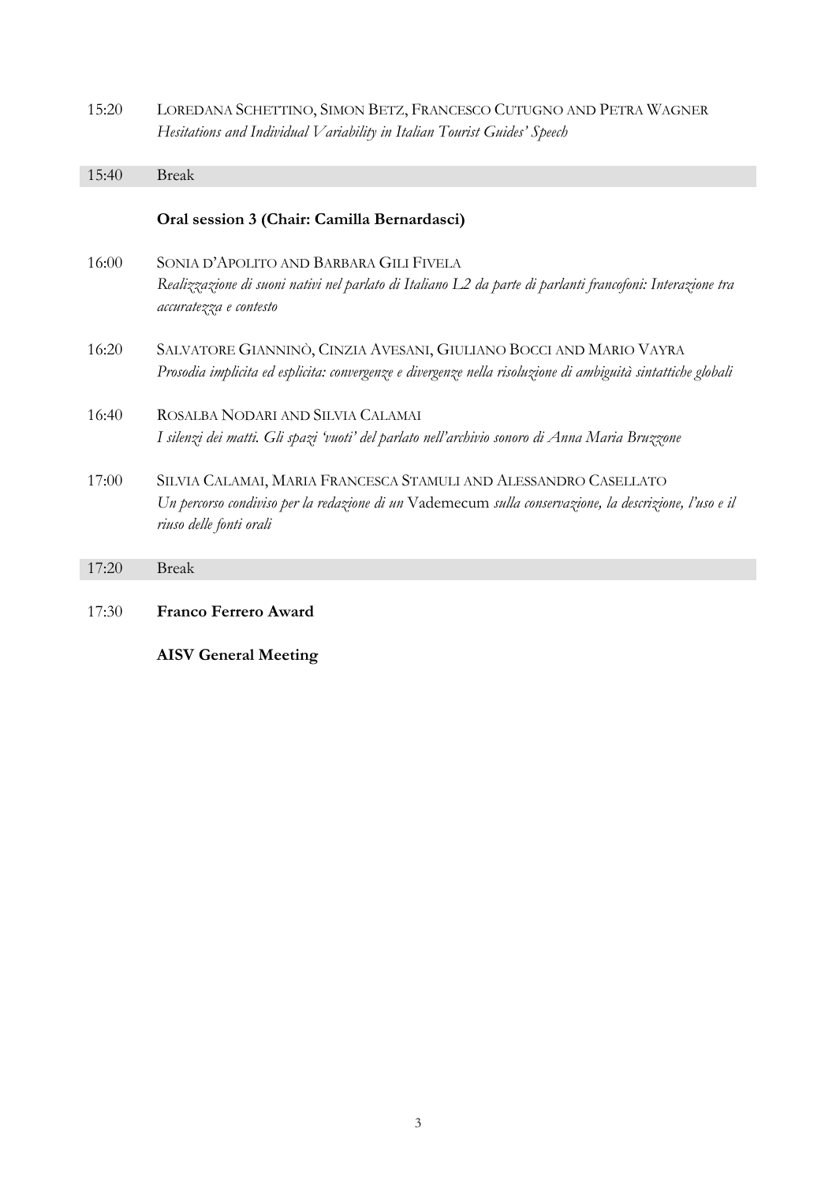15:20 LOREDANA SCHETTINO, SIMON BETZ, FRANCESCO CUTUGNO AND PETRA WAGNER
*Hesitations and Individual Variability in Italian Tourist Guides' Speech*

15:40 Break

**Oral session 3 (Chair: Camilla Bernardasci)**

16:00 SONIA D'APOLITO AND BARBARA GILI FIVELA
*Realizzazione di suoni nativi nel parlato di Italiano L2 da parte di parlanti francofoni: Interazione tra accuratezza e contesto*

16:20 SALVATORE GIANNINÒ, CINZIA AVESANI, GIULIANO BOCCI AND MARIO VAYRA
*Prosodia implicita ed esplicita: convergenze e divergenze nella risoluzione di ambiguità sintattiche globali*

16:40 ROSALBA NODARI AND SILVIA CALAMAI
*I silenzi dei matti. Gli spazi 'vuoti' del parlato nell'archivio sonoro di Anna Maria Bruzzone*

17:00 SILVIA CALAMAI, MARIA FRANCESCA STAMULI AND ALESSANDRO CASELLATO
*Un percorso condiviso per la redazione di un* Vademecum *sulla conservazione, la descrizione, l'uso e il riuso delle fonti orali*

17:20 Break

17:30 **Franco Ferrero Award**

**AISV General Meeting**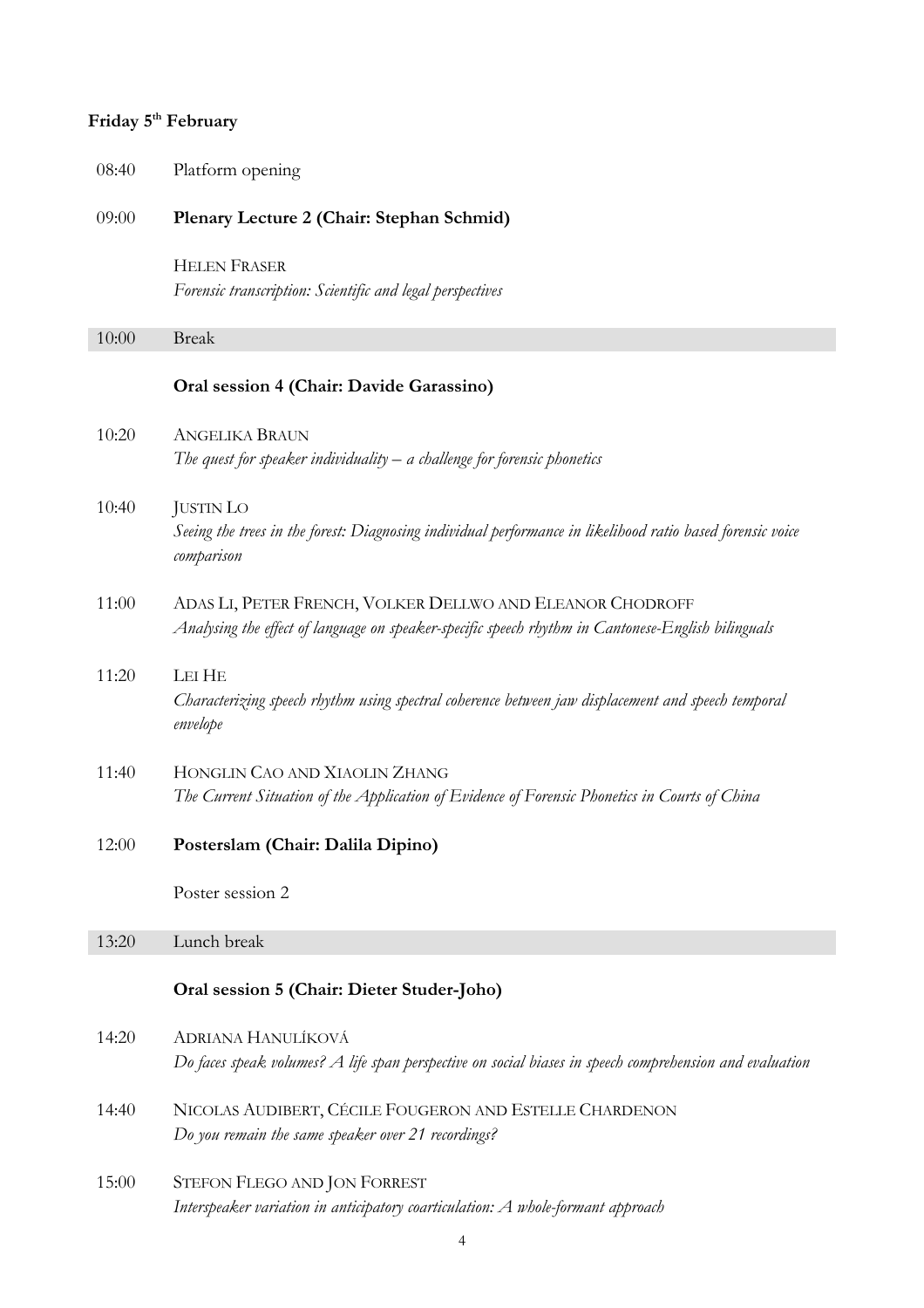**Friday 5th February**

08:40 Platform opening

09:00 **Plenary Lecture 2 (Chair: Stephan Schmid)**

HELEN FRASER
*Forensic transcription: Scientific and legal perspectives*

10:00 Break

**Oral session 4 (Chair: Davide Garassino)**

10:20 ANGELIKA BRAUN
*The quest for speaker individuality – a challenge for forensic phonetics*

10:40 JUSTIN LO
*Seeing the trees in the forest: Diagnosing individual performance in likelihood ratio based forensic voice comparison*

11:00 ADAS LI, PETER FRENCH, VOLKER DELLWO AND ELEANOR CHODROFF
*Analysing the effect of language on speaker-specific speech rhythm in Cantonese-English bilinguals*

11:20 LEI HE
*Characterizing speech rhythm using spectral coherence between jaw displacement and speech temporal envelope*

11:40 HONGLIN CAO AND XIAOLIN ZHANG
*The Current Situation of the Application of Evidence of Forensic Phonetics in Courts of China*

12:00 **Posterslam (Chair: Dalila Dipino)**

Poster session 2

13:20 Lunch break

**Oral session 5 (Chair: Dieter Studer-Joho)**

14:20 ADRIANA HANULÍKOVÁ
*Do faces speak volumes? A life span perspective on social biases in speech comprehension and evaluation*

14:40 NICOLAS AUDIBERT, CÉCILE FOUGERON AND ESTELLE CHARDENON
*Do you remain the same speaker over 21 recordings?*

15:00 STEFON FLEGO AND JON FORREST
*Interspeaker variation in anticipatory coarticulation: A whole-formant approach*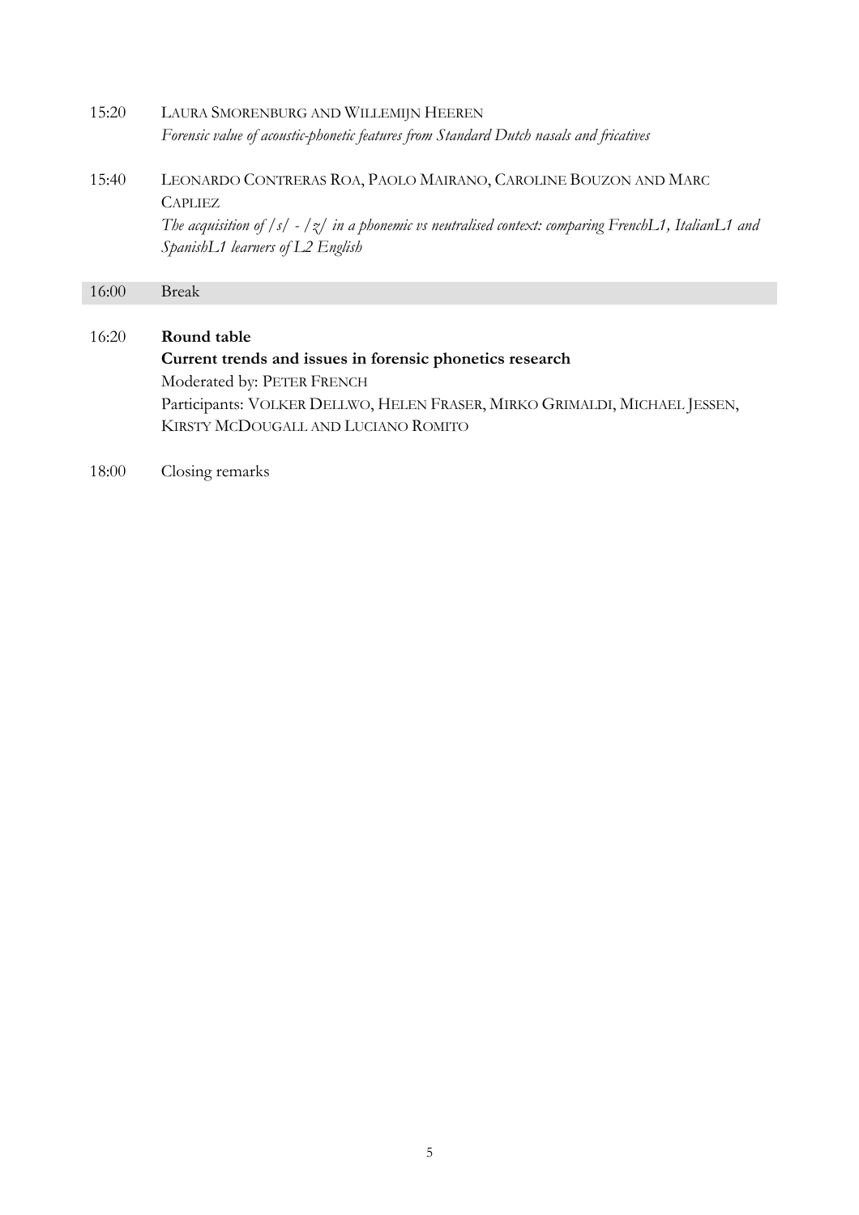15:20 LAURA SMORENBURG AND WILLEMIJN HEEREN
*Forensic value of acoustic-phonetic features from Standard Dutch nasals and fricatives*

15:40 LEONARDO CONTRERAS ROA, PAOLO MAIRANO, CAROLINE BOUZON AND MARC CAPLIEZ
*The acquisition of /s/ - /z/ in a phonemic vs neutralised context: comparing FrenchL1, ItalianL1 and SpanishL1 learners of L2 English*

16:00 Break

16:20 **Round table**
**Current trends and issues in forensic phonetics research**
Moderated by: PETER FRENCH
Participants: VOLKER DELLWO, HELEN FRASER, MIRKO GRIMALDI, MICHAEL JESSEN, KIRSTY MCDOUGALL AND LUCIANO ROMITO

18:00 Closing remarks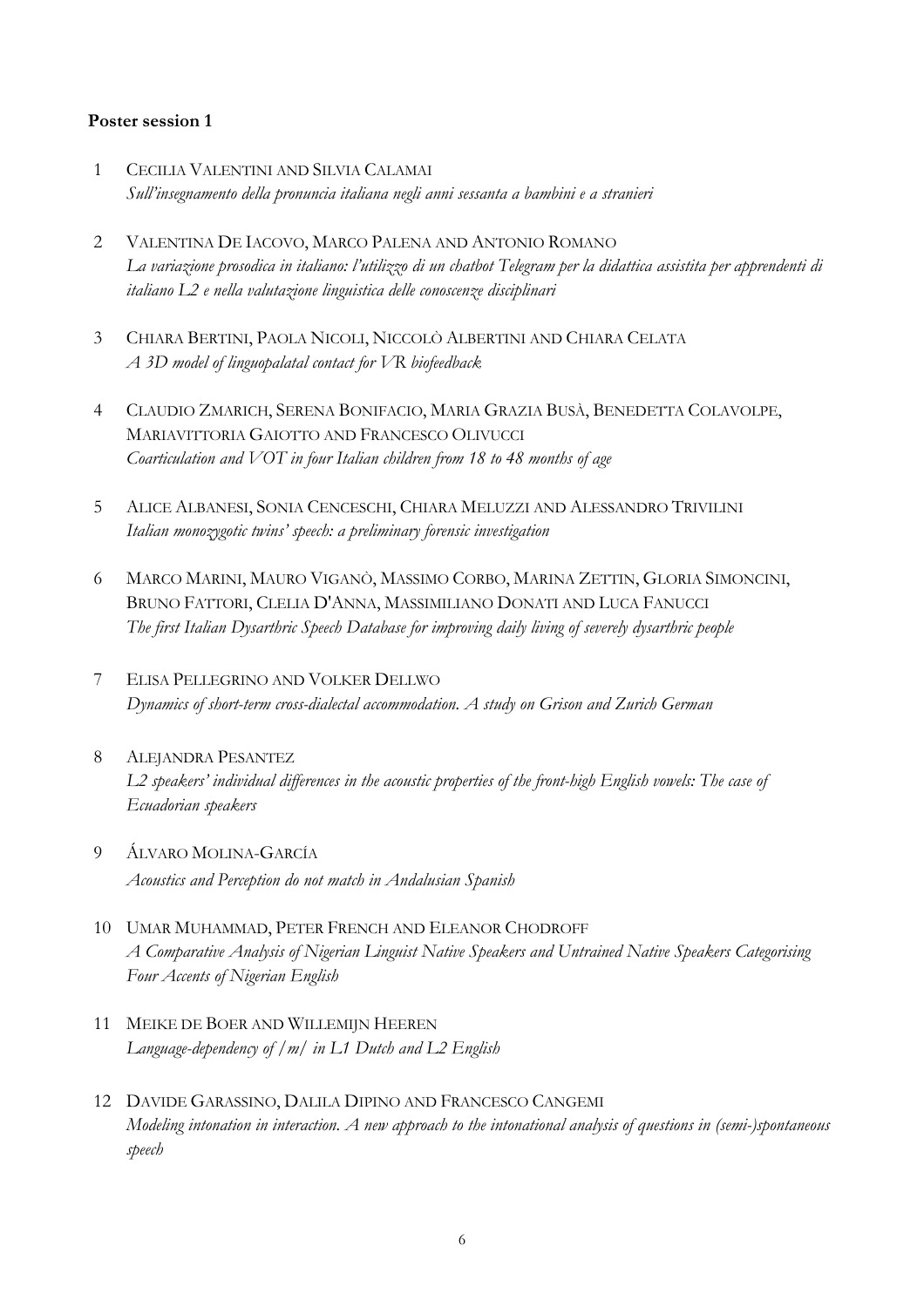**Poster session 1**

1. CECILIA VALENTINI AND SILVIA CALAMAI
   *Sull'insegnamento della pronuncia italiana negli anni sessanta a bambini e a stranieri*

2. VALENTINA DE IACOVO, MARCO PALENA AND ANTONIO ROMANO
   *La variazione prosodica in italiano: l'utilizzo di un chatbot Telegram per la didattica assistita per apprendenti di italiano L2 e nella valutazione linguistica delle conoscenze disciplinari*

3. CHIARA BERTINI, PAOLA NICOLI, NICCOLÒ ALBERTINI AND CHIARA CELATA
   *A 3D model of linguopalatal contact for VR biofeedback*

4. CLAUDIO ZMARICH, SERENA BONIFACIO, MARIA GRAZIA BUSÀ, BENEDETTA COLAVOLPE, MARIAVITTORIA GAIOTTO AND FRANCESCO OLIVUCCI
   *Coarticulation and VOT in four Italian children from 18 to 48 months of age*

5. ALICE ALBANESI, SONIA CENCESCHI, CHIARA MELUZZI AND ALESSANDRO TRIVILINI
   *Italian monozygotic twins' speech: a preliminary forensic investigation*

6. MARCO MARINI, MAURO VIGANÒ, MASSIMO CORBO, MARINA ZETTIN, GLORIA SIMONCINI, BRUNO FATTORI, CLELIA D'ANNA, MASSIMILIANO DONATI AND LUCA FANUCCI
   *The first Italian Dysarthric Speech Database for improving daily living of severely dysarthric people*

7. ELISA PELLEGRINO AND VOLKER DELLWO
   *Dynamics of short-term cross-dialectal accommodation. A study on Grison and Zurich German*

8. ALEJANDRA PESANTEZ
   *L2 speakers' individual differences in the acoustic properties of the front-high English vowels: The case of Ecuadorian speakers*

9. ÁLVARO MOLINA-GARCÍA
   *Acoustics and Perception do not match in Andalusian Spanish*

10. UMAR MUHAMMAD, PETER FRENCH AND ELEANOR CHODROFF
    *A Comparative Analysis of Nigerian Linguist Native Speakers and Untrained Native Speakers Categorising Four Accents of Nigerian English*

11. MEIKE DE BOER AND WILLEMIJN HEEREN
    *Language-dependency of /m/ in L1 Dutch and L2 English*

12. DAVIDE GARASSINO, DALILA DIPINO AND FRANCESCO CANGEMI
    *Modeling intonation in interaction. A new approach to the intonational analysis of questions in (semi-)spontaneous speech*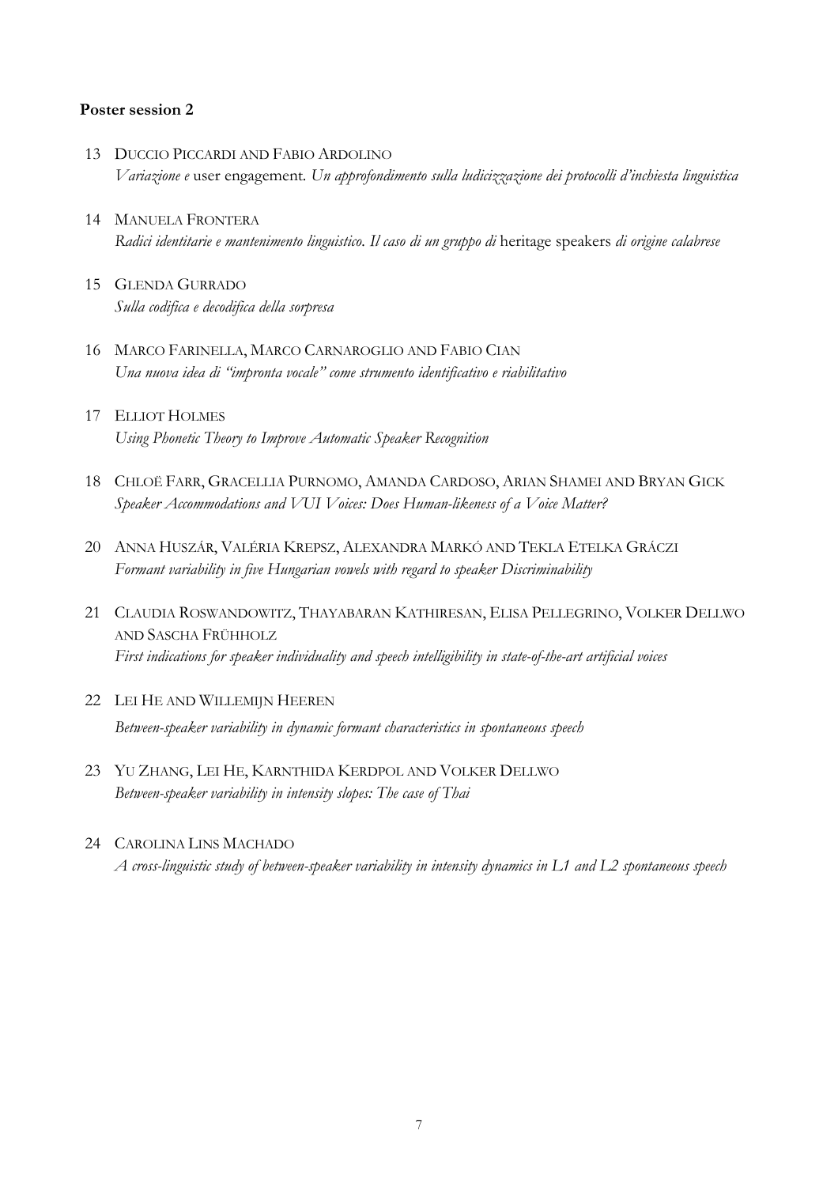**Poster session 2**

13 DUCCIO PICCARDI AND FABIO ARDOLINO
*Variazione e* user engagement. *Un approfondimento sulla ludicizzazione dei protocolli d'inchiesta linguistica*

14 MANUELA FRONTERA
*Radici identitarie e mantenimento linguistico. Il caso di un gruppo di* heritage speakers *di origine calabrese*

15 GLENDA GURRADO
*Sulla codifica e decodifica della sorpresa*

16 MARCO FARINELLA, MARCO CARNAROGLIO AND FABIO CIAN
*Una nuova idea di "impronta vocale" come strumento identificativo e riabilitativo*

17 ELLIOT HOLMES
*Using Phonetic Theory to Improve Automatic Speaker Recognition*

18 CHLOË FARR, GRACELLIA PURNOMO, AMANDA CARDOSO, ARIAN SHAMEI AND BRYAN GICK
*Speaker Accommodations and VUI Voices: Does Human-likeness of a Voice Matter?*

20 ANNA HUSZÁR, VALÉRIA KREPSZ, ALEXANDRA MARKÓ AND TEKLA ETELKA GRÁCZI
*Formant variability in five Hungarian vowels with regard to speaker Discriminability*

21 CLAUDIA ROSWANDOWITZ, THAYABARAN KATHIRESAN, ELISA PELLEGRINO, VOLKER DELLWO AND SASCHA FRÜHHOLZ
*First indications for speaker individuality and speech intelligibility in state-of-the-art artificial voices*

22 LEI HE AND WILLEMIJN HEEREN
*Between-speaker variability in dynamic formant characteristics in spontaneous speech*

23 YU ZHANG, LEI HE, KARNTHIDA KERDPOL AND VOLKER DELLWO
*Between-speaker variability in intensity slopes: The case of Thai*

24 CAROLINA LINS MACHADO
*A cross-linguistic study of between-speaker variability in intensity dynamics in L1 and L2 spontaneous speech*